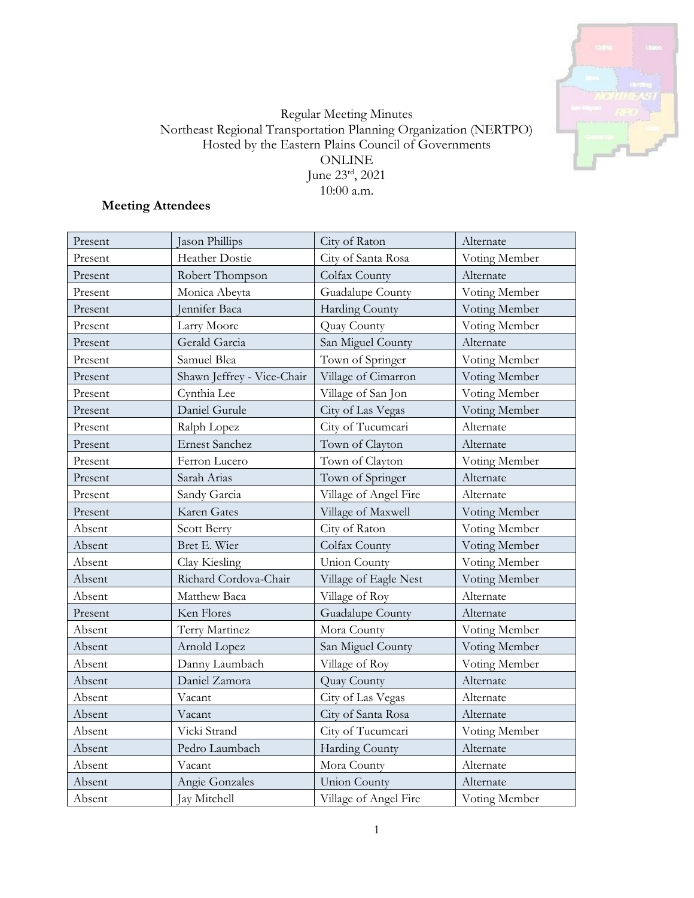Regular Meeting Minutes
Northeast Regional Transportation Planning Organization (NERTPO)
Hosted by the Eastern Plains Council of Governments
ONLINE
June 23rd, 2021
10:00 a.m.

## Meeting Attendees

| | | | |
|---|---|---|---|
| Present | Jason Phillips | City of Raton | Alternate |
| Present | Heather Dostie | City of Santa Rosa | Voting Member |
| Present | Robert Thompson | Colfax County | Alternate |
| Present | Monica Abeyta | Guadalupe County | Voting Member |
| Present | Jennifer Baca | Harding County | Voting Member |
| Present | Larry Moore | Quay County | Voting Member |
| Present | Gerald Garcia | San Miguel County | Alternate |
| Present | Samuel Blea | Town of Springer | Voting Member |
| Present | Shawn Jeffrey - Vice-Chair | Village of Cimarron | Voting Member |
| Present | Cynthia Lee | Village of San Jon | Voting Member |
| Present | Daniel Gurule | City of Las Vegas | Voting Member |
| Present | Ralph Lopez | City of Tucumcari | Alternate |
| Present | Ernest Sanchez | Town of Clayton | Alternate |
| Present | Ferron Lucero | Town of Clayton | Voting Member |
| Present | Sarah Arias | Town of Springer | Alternate |
| Present | Sandy Garcia | Village of Angel Fire | Alternate |
| Present | Karen Gates | Village of Maxwell | Voting Member |
| Absent | Scott Berry | City of Raton | Voting Member |
| Absent | Bret E. Wier | Colfax County | Voting Member |
| Absent | Clay Kiesling | Union County | Voting Member |
| Absent | Richard Cordova-Chair | Village of Eagle Nest | Voting Member |
| Absent | Matthew Baca | Village of Roy | Alternate |
| Present | Ken Flores | Guadalupe County | Alternate |
| Absent | Terry Martinez | Mora County | Voting Member |
| Absent | Arnold Lopez | San Miguel County | Voting Member |
| Absent | Danny Laumbach | Village of Roy | Voting Member |
| Absent | Daniel Zamora | Quay County | Alternate |
| Absent | Vacant | City of Las Vegas | Alternate |
| Absent | Vacant | City of Santa Rosa | Alternate |
| Absent | Vicki Strand | City of Tucumcari | Voting Member |
| Absent | Pedro Laumbach | Harding County | Alternate |
| Absent | Vacant | Mora County | Alternate |
| Absent | Angie Gonzales | Union County | Alternate |
| Absent | Jay Mitchell | Village of Angel Fire | Voting Member |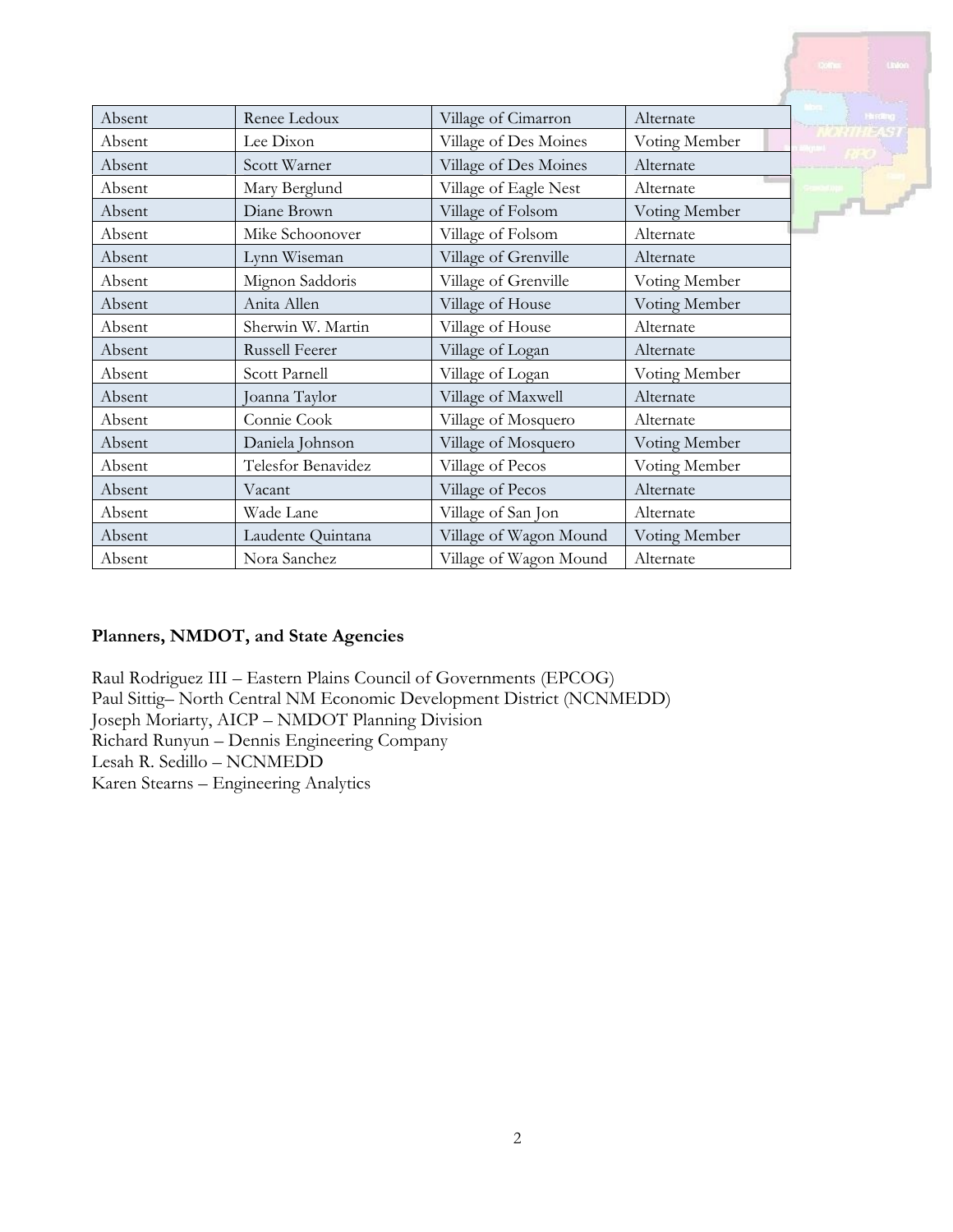| Absent | Renee Ledoux | Village of Cimarron | Alternate |
|---|---|---|---|
| Absent | Lee Dixon | Village of Des Moines | Voting Member |
| Absent | Scott Warner | Village of Des Moines | Alternate |
| Absent | Mary Berglund | Village of Eagle Nest | Alternate |
| Absent | Diane Brown | Village of Folsom | Voting Member |
| Absent | Mike Schoonover | Village of Folsom | Alternate |
| Absent | Lynn Wiseman | Village of Grenville | Alternate |
| Absent | Mignon Saddoris | Village of Grenville | Voting Member |
| Absent | Anita Allen | Village of House | Voting Member |
| Absent | Sherwin W. Martin | Village of House | Alternate |
| Absent | Russell Feerer | Village of Logan | Alternate |
| Absent | Scott Parnell | Village of Logan | Voting Member |
| Absent | Joanna Taylor | Village of Maxwell | Alternate |
| Absent | Connie Cook | Village of Mosquero | Alternate |
| Absent | Daniela Johnson | Village of Mosquero | Voting Member |
| Absent | Telesfor Benavidez | Village of Pecos | Voting Member |
| Absent | Vacant | Village of Pecos | Alternate |
| Absent | Wade Lane | Village of San Jon | Alternate |
| Absent | Laudente Quintana | Village of Wagon Mound | Voting Member |
| Absent | Nora Sanchez | Village of Wagon Mound | Alternate |

**Planners, NMDOT, and State Agencies**

Raul Rodriguez III – Eastern Plains Council of Governments (EPCOG)
Paul Sittig– North Central NM Economic Development District (NCNMEDD)
Joseph Moriarty, AICP – NMDOT Planning Division
Richard Runyun – Dennis Engineering Company
Lesah R. Sedillo – NCNMEDD
Karen Stearns – Engineering Analytics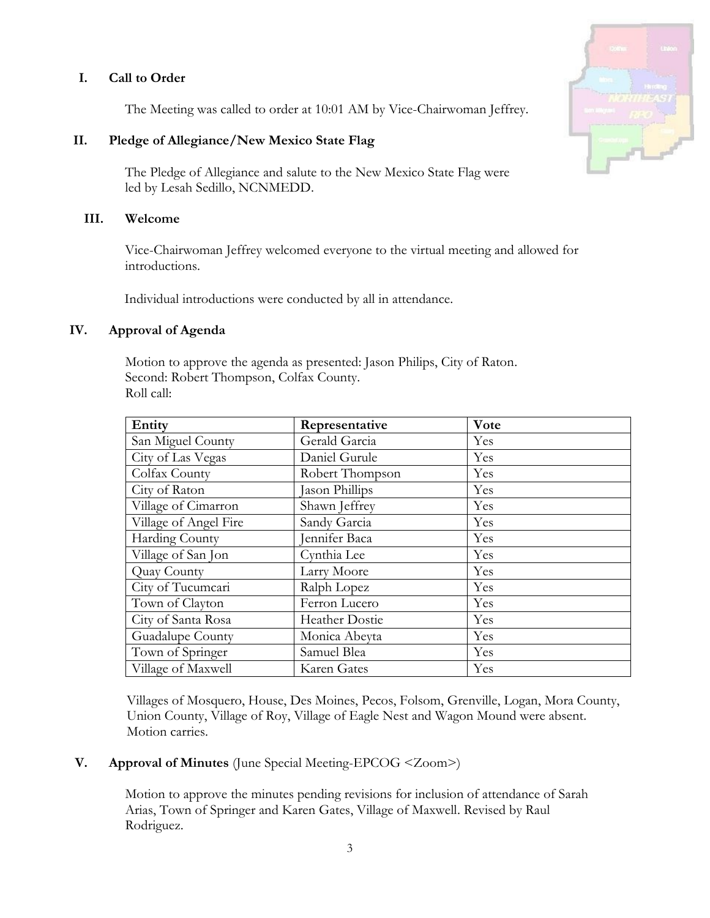## I. Call to Order

The Meeting was called to order at 10:01 AM by Vice-Chairwoman Jeffrey.

## II. Pledge of Allegiance/New Mexico State Flag

The Pledge of Allegiance and salute to the New Mexico State Flag were led by Lesah Sedillo, NCNMEDD.

## III. Welcome

Vice-Chairwoman Jeffrey welcomed everyone to the virtual meeting and allowed for introductions.

Individual introductions were conducted by all in attendance.

## IV. Approval of Agenda

Motion to approve the agenda as presented: Jason Philips, City of Raton.
Second: Robert Thompson, Colfax County.
Roll call:

| Entity | Representative | Vote |
|---|---|---|
| San Miguel County | Gerald Garcia | Yes |
| City of Las Vegas | Daniel Gurule | Yes |
| Colfax County | Robert Thompson | Yes |
| City of Raton | Jason Phillips | Yes |
| Village of Cimarron | Shawn Jeffrey | Yes |
| Village of Angel Fire | Sandy Garcia | Yes |
| Harding County | Jennifer Baca | Yes |
| Village of San Jon | Cynthia Lee | Yes |
| Quay County | Larry Moore | Yes |
| City of Tucumcari | Ralph Lopez | Yes |
| Town of Clayton | Ferron Lucero | Yes |
| City of Santa Rosa | Heather Dostie | Yes |
| Guadalupe County | Monica Abeyta | Yes |
| Town of Springer | Samuel Blea | Yes |
| Village of Maxwell | Karen Gates | Yes |

Villages of Mosquero, House, Des Moines, Pecos, Folsom, Grenville, Logan, Mora County, Union County, Village of Roy, Village of Eagle Nest and Wagon Mound were absent.
Motion carries.

## V. Approval of Minutes (June Special Meeting-EPCOG <Zoom>)

Motion to approve the minutes pending revisions for inclusion of attendance of Sarah Arias, Town of Springer and Karen Gates, Village of Maxwell. Revised by Raul Rodriguez.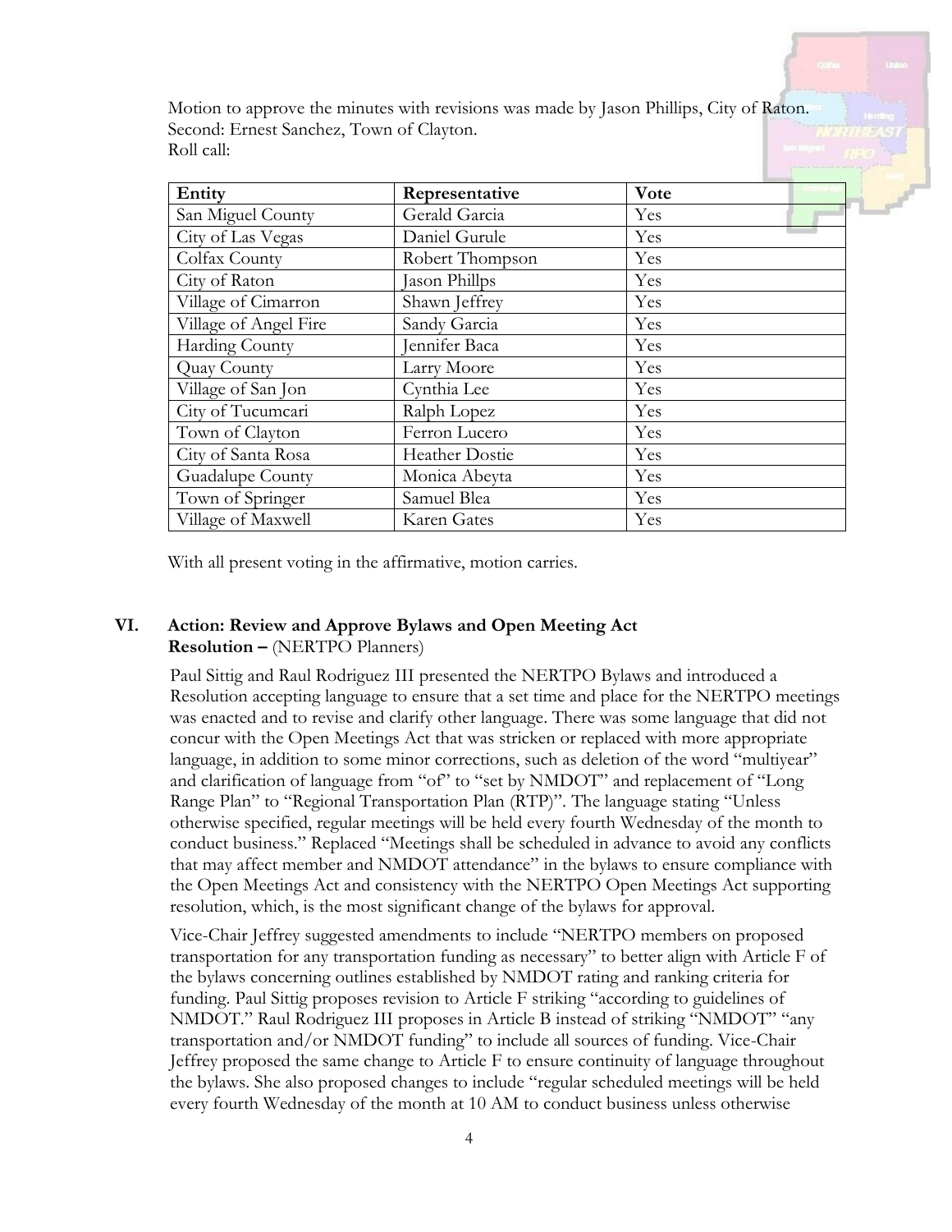Motion to approve the minutes with revisions was made by Jason Phillips, City of Raton.
Second: Ernest Sanchez, Town of Clayton.
Roll call:

| Entity | Representative | Vote |
|---|---|---|
| San Miguel County | Gerald Garcia | Yes |
| City of Las Vegas | Daniel Gurule | Yes |
| Colfax County | Robert Thompson | Yes |
| City of Raton | Jason Phillps | Yes |
| Village of Cimarron | Shawn Jeffrey | Yes |
| Village of Angel Fire | Sandy Garcia | Yes |
| Harding County | Jennifer Baca | Yes |
| Quay County | Larry Moore | Yes |
| Village of San Jon | Cynthia Lee | Yes |
| City of Tucumcari | Ralph Lopez | Yes |
| Town of Clayton | Ferron Lucero | Yes |
| City of Santa Rosa | Heather Dostie | Yes |
| Guadalupe County | Monica Abeyta | Yes |
| Town of Springer | Samuel Blea | Yes |
| Village of Maxwell | Karen Gates | Yes |

With all present voting in the affirmative, motion carries.

## VI. Action: Review and Approve Bylaws and Open Meeting Act Resolution – (NERTPO Planners)

Paul Sittig and Raul Rodriguez III presented the NERTPO Bylaws and introduced a Resolution accepting language to ensure that a set time and place for the NERTPO meetings was enacted and to revise and clarify other language. There was some language that did not concur with the Open Meetings Act that was stricken or replaced with more appropriate language, in addition to some minor corrections, such as deletion of the word "multiyear" and clarification of language from "of" to "set by NMDOT" and replacement of "Long Range Plan" to "Regional Transportation Plan (RTP)". The language stating "Unless otherwise specified, regular meetings will be held every fourth Wednesday of the month to conduct business." Replaced "Meetings shall be scheduled in advance to avoid any conflicts that may affect member and NMDOT attendance" in the bylaws to ensure compliance with the Open Meetings Act and consistency with the NERTPO Open Meetings Act supporting resolution, which, is the most significant change of the bylaws for approval.

Vice-Chair Jeffrey suggested amendments to include "NERTPO members on proposed transportation for any transportation funding as necessary" to better align with Article F of the bylaws concerning outlines established by NMDOT rating and ranking criteria for funding. Paul Sittig proposes revision to Article F striking "according to guidelines of NMDOT." Raul Rodriguez III proposes in Article B instead of striking "NMDOT" "any transportation and/or NMDOT funding" to include all sources of funding. Vice-Chair Jeffrey proposed the same change to Article F to ensure continuity of language throughout the bylaws. She also proposed changes to include "regular scheduled meetings will be held every fourth Wednesday of the month at 10 AM to conduct business unless otherwise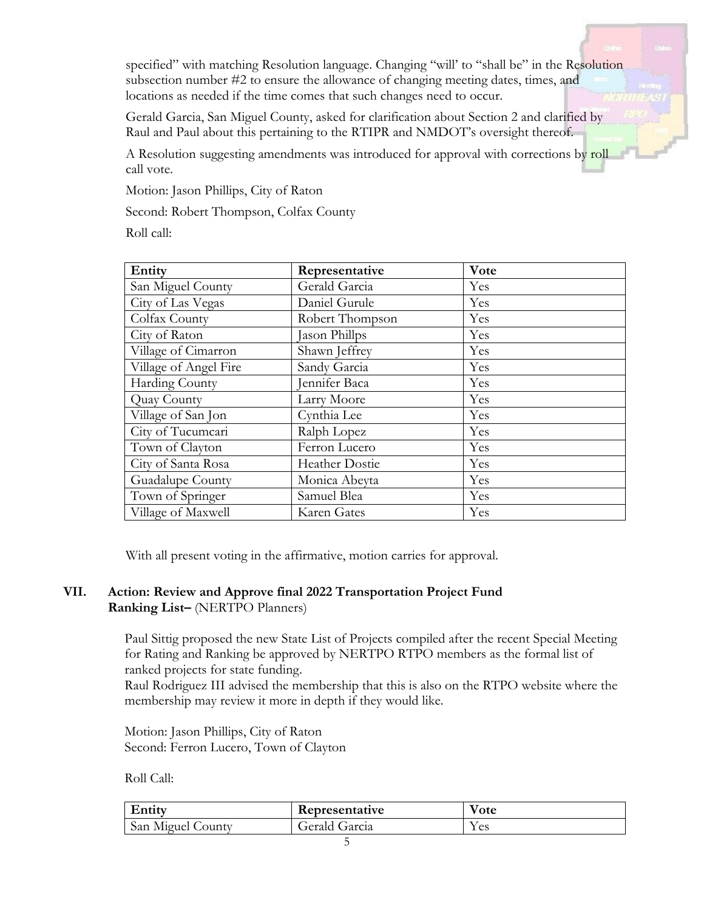specified" with matching Resolution language. Changing "will' to "shall be" in the Resolution subsection number #2 to ensure the allowance of changing meeting dates, times, and locations as needed if the time comes that such changes need to occur.

Gerald Garcia, San Miguel County, asked for clarification about Section 2 and clarified by Raul and Paul about this pertaining to the RTIPR and NMDOT's oversight thereof.

A Resolution suggesting amendments was introduced for approval with corrections by roll call vote.

Motion: Jason Phillips, City of Raton

Second: Robert Thompson, Colfax County

Roll call:

| Entity | Representative | Vote |
|---|---|---|
| San Miguel County | Gerald Garcia | Yes |
| City of Las Vegas | Daniel Gurule | Yes |
| Colfax County | Robert Thompson | Yes |
| City of Raton | Jason Phillps | Yes |
| Village of Cimarron | Shawn Jeffrey | Yes |
| Village of Angel Fire | Sandy Garcia | Yes |
| Harding County | Jennifer Baca | Yes |
| Quay County | Larry Moore | Yes |
| Village of San Jon | Cynthia Lee | Yes |
| City of Tucumcari | Ralph Lopez | Yes |
| Town of Clayton | Ferron Lucero | Yes |
| City of Santa Rosa | Heather Dostie | Yes |
| Guadalupe County | Monica Abeyta | Yes |
| Town of Springer | Samuel Blea | Yes |
| Village of Maxwell | Karen Gates | Yes |

With all present voting in the affirmative, motion carries for approval.

## VII. Action: Review and Approve final 2022 Transportation Project Fund Ranking List– (NERTPO Planners)

Paul Sittig proposed the new State List of Projects compiled after the recent Special Meeting for Rating and Ranking be approved by NERTPO RTPO members as the formal list of ranked projects for state funding.

Raul Rodriguez III advised the membership that this is also on the RTPO website where the membership may review it more in depth if they would like.

Motion: Jason Phillips, City of Raton
Second: Ferron Lucero, Town of Clayton

Roll Call:

| Entity | Representative | Vote |
|---|---|---|
| San Miguel County | Gerald Garcia | Yes |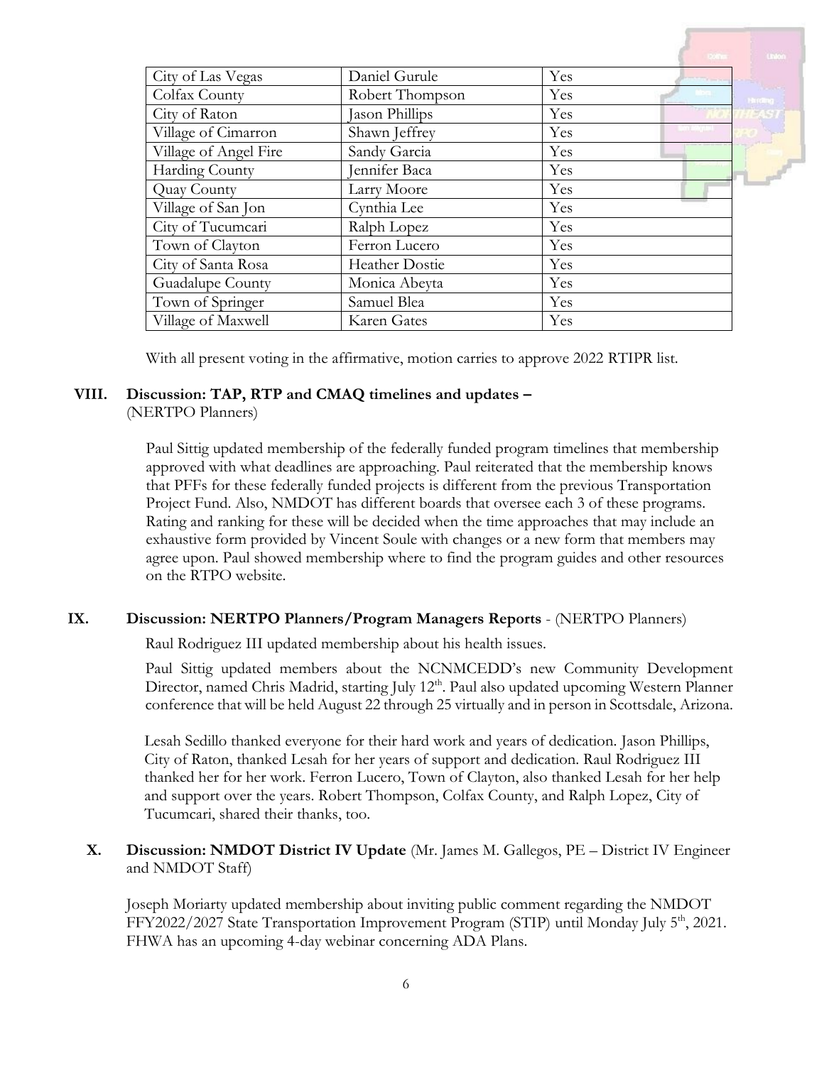| City of Las Vegas | Daniel Gurule | Yes |
|---|---|---|
| Colfax County | Robert Thompson | Yes |
| City of Raton | Jason Phillips | Yes |
| Village of Cimarron | Shawn Jeffrey | Yes |
| Village of Angel Fire | Sandy Garcia | Yes |
| Harding County | Jennifer Baca | Yes |
| Quay County | Larry Moore | Yes |
| Village of San Jon | Cynthia Lee | Yes |
| City of Tucumcari | Ralph Lopez | Yes |
| Town of Clayton | Ferron Lucero | Yes |
| City of Santa Rosa | Heather Dostie | Yes |
| Guadalupe County | Monica Abeyta | Yes |
| Town of Springer | Samuel Blea | Yes |
| Village of Maxwell | Karen Gates | Yes |

With all present voting in the affirmative, motion carries to approve 2022 RTIPR list.

**VIII. Discussion: TAP, RTP and CMAQ timelines and updates –** (NERTPO Planners)

Paul Sittig updated membership of the federally funded program timelines that membership approved with what deadlines are approaching. Paul reiterated that the membership knows that PFFs for these federally funded projects is different from the previous Transportation Project Fund. Also, NMDOT has different boards that oversee each 3 of these programs. Rating and ranking for these will be decided when the time approaches that may include an exhaustive form provided by Vincent Soule with changes or a new form that members may agree upon. Paul showed membership where to find the program guides and other resources on the RTPO website.

**IX. Discussion: NERTPO Planners/Program Managers Reports** - (NERTPO Planners)

Raul Rodriguez III updated membership about his health issues.

Paul Sittig updated members about the NCNMCEDD's new Community Development Director, named Chris Madrid, starting July 12th. Paul also updated upcoming Western Planner conference that will be held August 22 through 25 virtually and in person in Scottsdale, Arizona.

Lesah Sedillo thanked everyone for their hard work and years of dedication. Jason Phillips, City of Raton, thanked Lesah for her years of support and dedication. Raul Rodriguez III thanked her for her work. Ferron Lucero, Town of Clayton, also thanked Lesah for her help and support over the years. Robert Thompson, Colfax County, and Ralph Lopez, City of Tucumcari, shared their thanks, too.

**X. Discussion: NMDOT District IV Update** (Mr. James M. Gallegos, PE – District IV Engineer and NMDOT Staff)

Joseph Moriarty updated membership about inviting public comment regarding the NMDOT FFY2022/2027 State Transportation Improvement Program (STIP) until Monday July 5th, 2021. FHWA has an upcoming 4-day webinar concerning ADA Plans.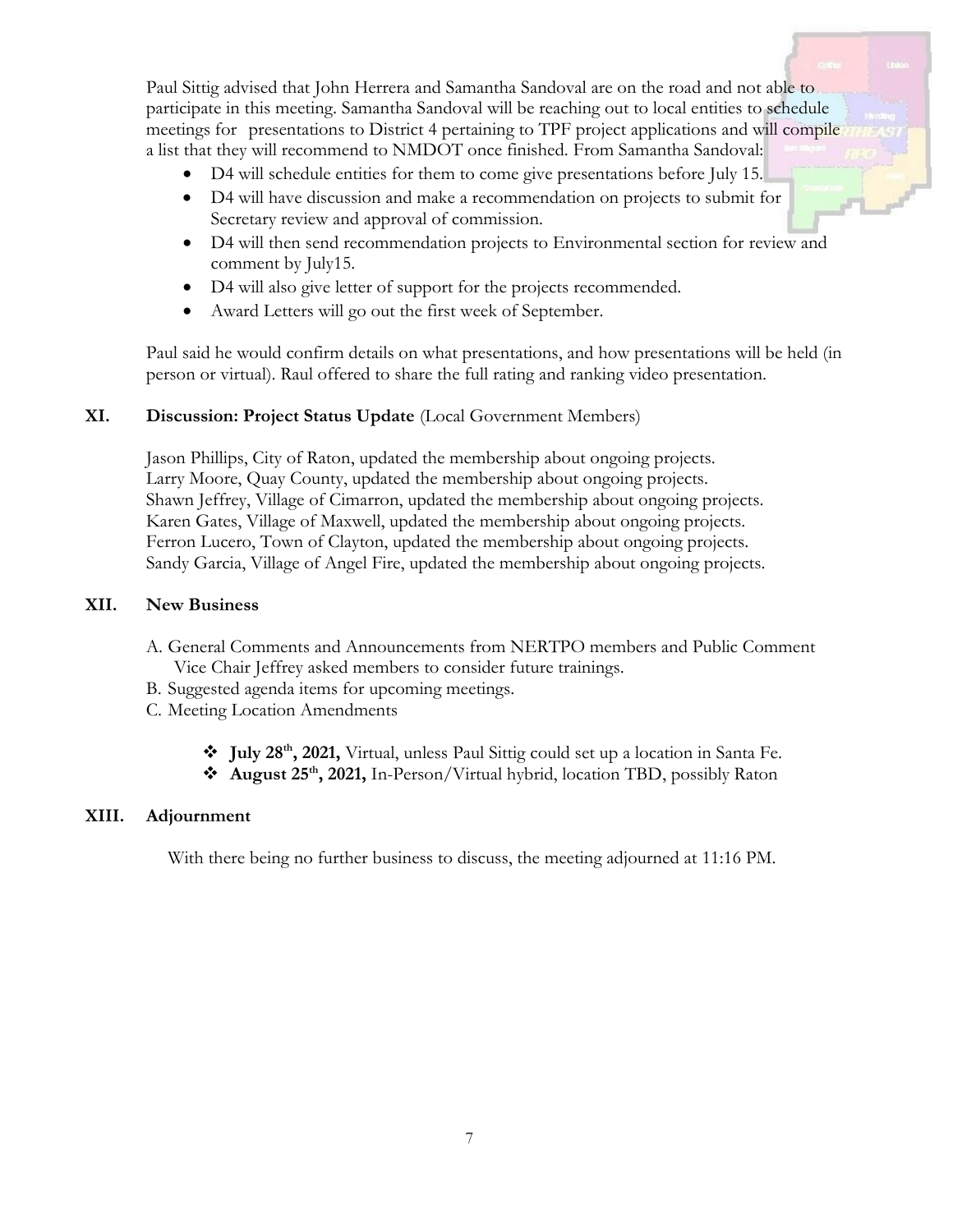Paul Sittig advised that John Herrera and Samantha Sandoval are on the road and not able to participate in this meeting. Samantha Sandoval will be reaching out to local entities to schedule meetings for presentations to District 4 pertaining to TPF project applications and will compile a list that they will recommend to NMDOT once finished. From Samantha Sandoval:

- D4 will schedule entities for them to come give presentations before July 15.
- D4 will have discussion and make a recommendation on projects to submit for Secretary review and approval of commission.
- D4 will then send recommendation projects to Environmental section for review and comment by July15.
- D4 will also give letter of support for the projects recommended.
- Award Letters will go out the first week of September.

Paul said he would confirm details on what presentations, and how presentations will be held (in person or virtual). Raul offered to share the full rating and ranking video presentation.

## XI. Discussion: Project Status Update (Local Government Members)

Jason Phillips, City of Raton, updated the membership about ongoing projects.
Larry Moore, Quay County, updated the membership about ongoing projects.
Shawn Jeffrey, Village of Cimarron, updated the membership about ongoing projects.
Karen Gates, Village of Maxwell, updated the membership about ongoing projects.
Ferron Lucero, Town of Clayton, updated the membership about ongoing projects.
Sandy Garcia, Village of Angel Fire, updated the membership about ongoing projects.

## XII. New Business

A. General Comments and Announcements from NERTPO members and Public Comment
   Vice Chair Jeffrey asked members to consider future trainings.

B. Suggested agenda items for upcoming meetings.

C. Meeting Location Amendments

- **July 28th, 2021,** Virtual, unless Paul Sittig could set up a location in Santa Fe.
- **August 25th, 2021,** In-Person/Virtual hybrid, location TBD, possibly Raton

## XIII. Adjournment

With there being no further business to discuss, the meeting adjourned at 11:16 PM.